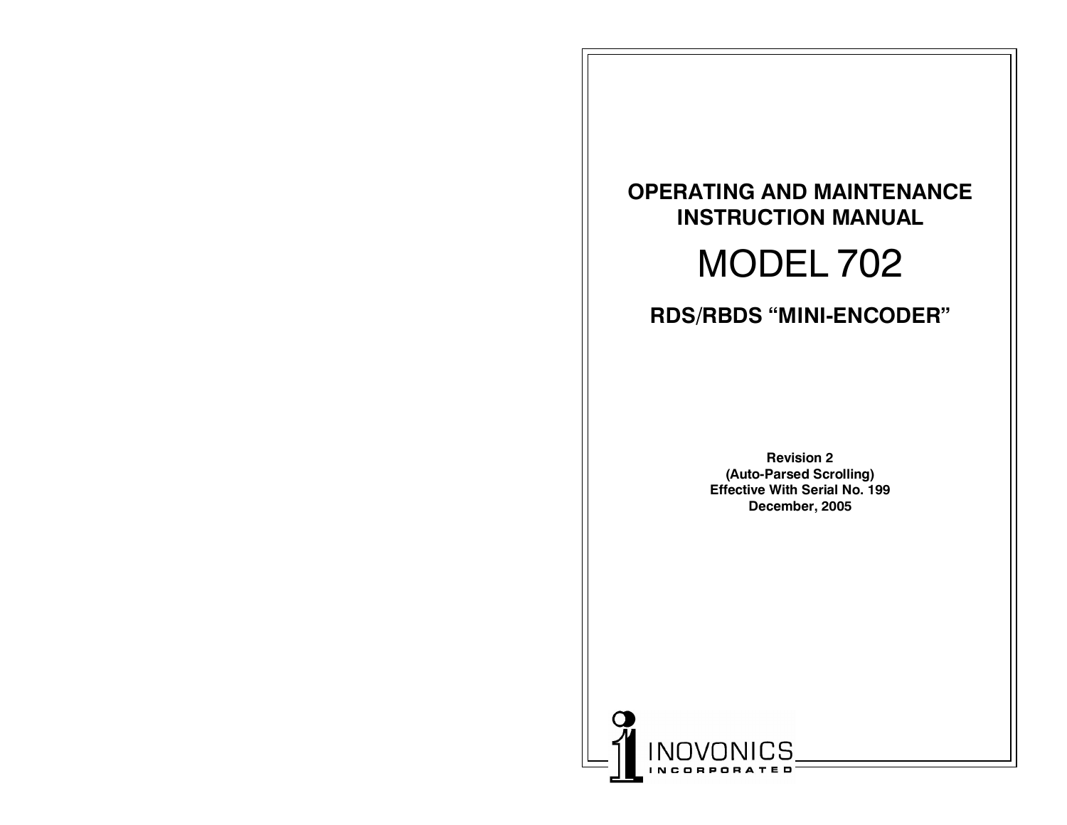# OPERATING AND MAINTENANCE INSTRUCTION MANUAL

# MODEL 702

## RDS/RBDS "MINI-ENCODER"

**Revision 2**
**(Auto-Parsed Scrolling)**
**Effective With Serial No. 199**
**December, 2005**

INOVONICS INCORPORATED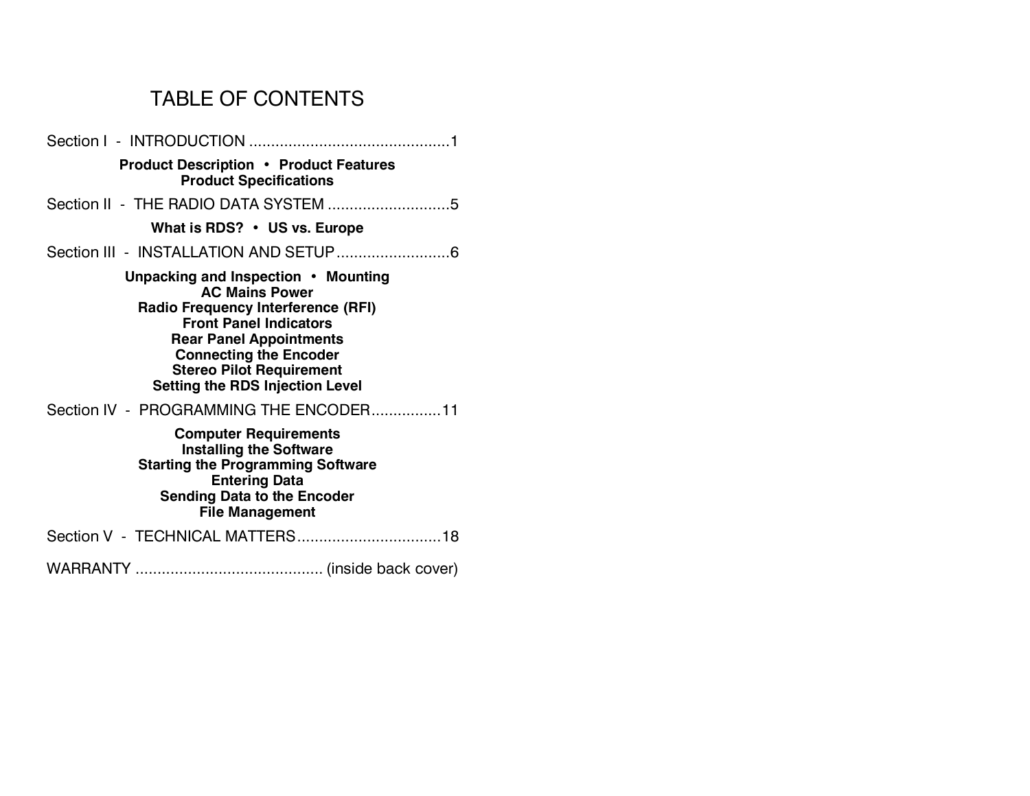# TABLE OF CONTENTS

Section I - INTRODUCTION ............................................1

**Product Description • Product Features**
**Product Specifications**

Section II - THE RADIO DATA SYSTEM ............................5

**What is RDS? • US vs. Europe**

Section III - INSTALLATION AND SETUP..........................6

**Unpacking and Inspection • Mounting**
**AC Mains Power**
**Radio Frequency Interference (RFI)**
**Front Panel Indicators**
**Rear Panel Appointments**
**Connecting the Encoder**
**Stereo Pilot Requirement**
**Setting the RDS Injection Level**

Section IV - PROGRAMMING THE ENCODER................11

**Computer Requirements**
**Installing the Software**
**Starting the Programming Software**
**Entering Data**
**Sending Data to the Encoder**
**File Management**

Section V - TECHNICAL MATTERS.................................18

WARRANTY .......................................... (inside back cover)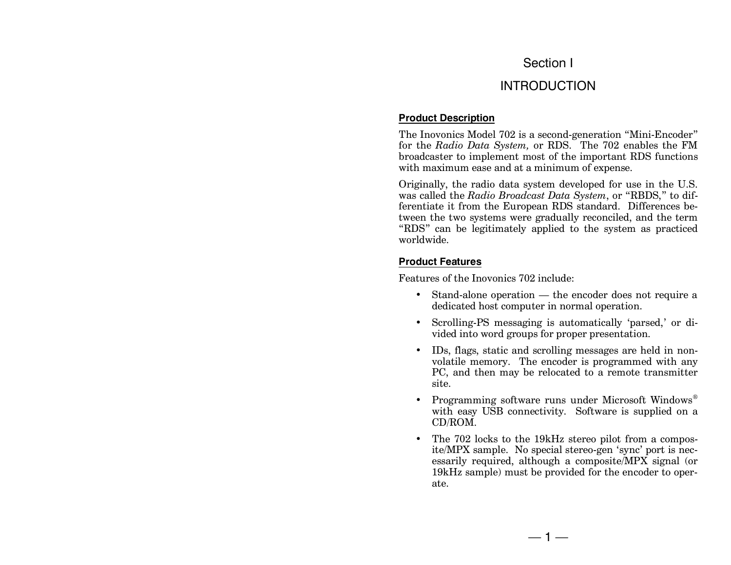# Section I

# INTRODUCTION

## Product Description

The Inovonics Model 702 is a second-generation "Mini-Encoder" for the *Radio Data System,* or RDS. The 702 enables the FM broadcaster to implement most of the important RDS functions with maximum ease and at a minimum of expense.

Originally, the radio data system developed for use in the U.S. was called the *Radio Broadcast Data System*, or "RBDS," to differentiate it from the European RDS standard. Differences between the two systems were gradually reconciled, and the term "RDS" can be legitimately applied to the system as practiced worldwide.

## Product Features

Features of the Inovonics 702 include:

- Stand-alone operation — the encoder does not require a dedicated host computer in normal operation.
- Scrolling-PS messaging is automatically 'parsed,' or divided into word groups for proper presentation.
- IDs, flags, static and scrolling messages are held in non-volatile memory. The encoder is programmed with any PC, and then may be relocated to a remote transmitter site.
- Programming software runs under Microsoft Windows® with easy USB connectivity. Software is supplied on a CD/ROM.
- The 702 locks to the 19kHz stereo pilot from a composite/MPX sample. No special stereo-gen 'sync' port is necessarily required, although a composite/MPX signal (or 19kHz sample) must be provided for the encoder to operate.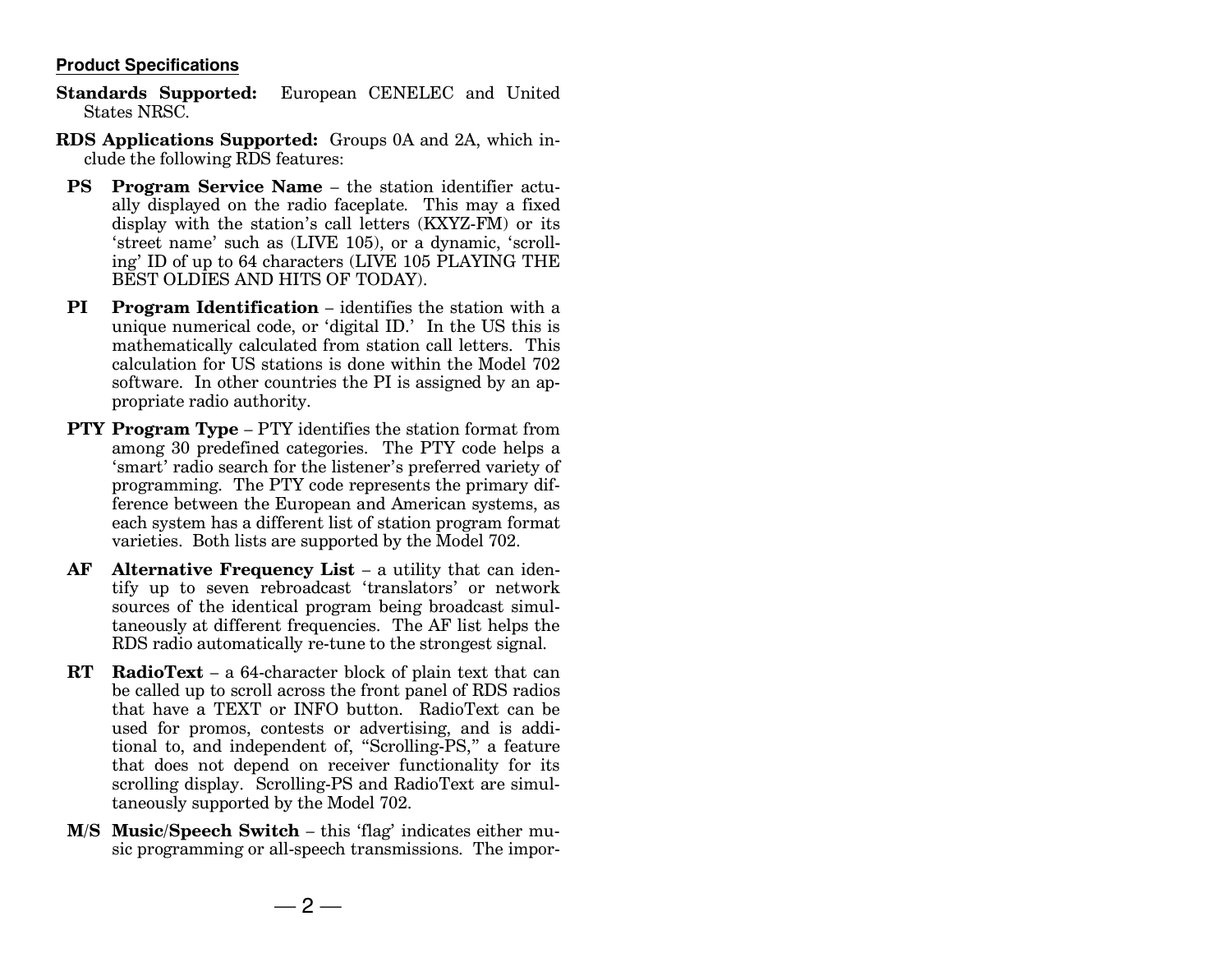#### Product Specifications

**Standards Supported:** European CENELEC and United States NRSC.

**RDS Applications Supported:** Groups 0A and 2A, which include the following RDS features:

**PS Program Service Name** – the station identifier actually displayed on the radio faceplate. This may a fixed display with the station's call letters (KXYZ-FM) or its 'street name' such as (LIVE 105), or a dynamic, 'scrolling' ID of up to 64 characters (LIVE 105 PLAYING THE BEST OLDIES AND HITS OF TODAY).

**PI Program Identification** – identifies the station with a unique numerical code, or 'digital ID.' In the US this is mathematically calculated from station call letters. This calculation for US stations is done within the Model 702 software. In other countries the PI is assigned by an appropriate radio authority.

**PTY Program Type** – PTY identifies the station format from among 30 predefined categories. The PTY code helps a 'smart' radio search for the listener's preferred variety of programming. The PTY code represents the primary difference between the European and American systems, as each system has a different list of station program format varieties. Both lists are supported by the Model 702.

**AF Alternative Frequency List** – a utility that can identify up to seven rebroadcast 'translators' or network sources of the identical program being broadcast simultaneously at different frequencies. The AF list helps the RDS radio automatically re-tune to the strongest signal.

**RT RadioText** – a 64-character block of plain text that can be called up to scroll across the front panel of RDS radios that have a TEXT or INFO button. RadioText can be used for promos, contests or advertising, and is additional to, and independent of, "Scrolling-PS," a feature that does not depend on receiver functionality for its scrolling display. Scrolling-PS and RadioText are simultaneously supported by the Model 702.

**M/S Music/Speech Switch** – this 'flag' indicates either music programming or all-speech transmissions. The impor-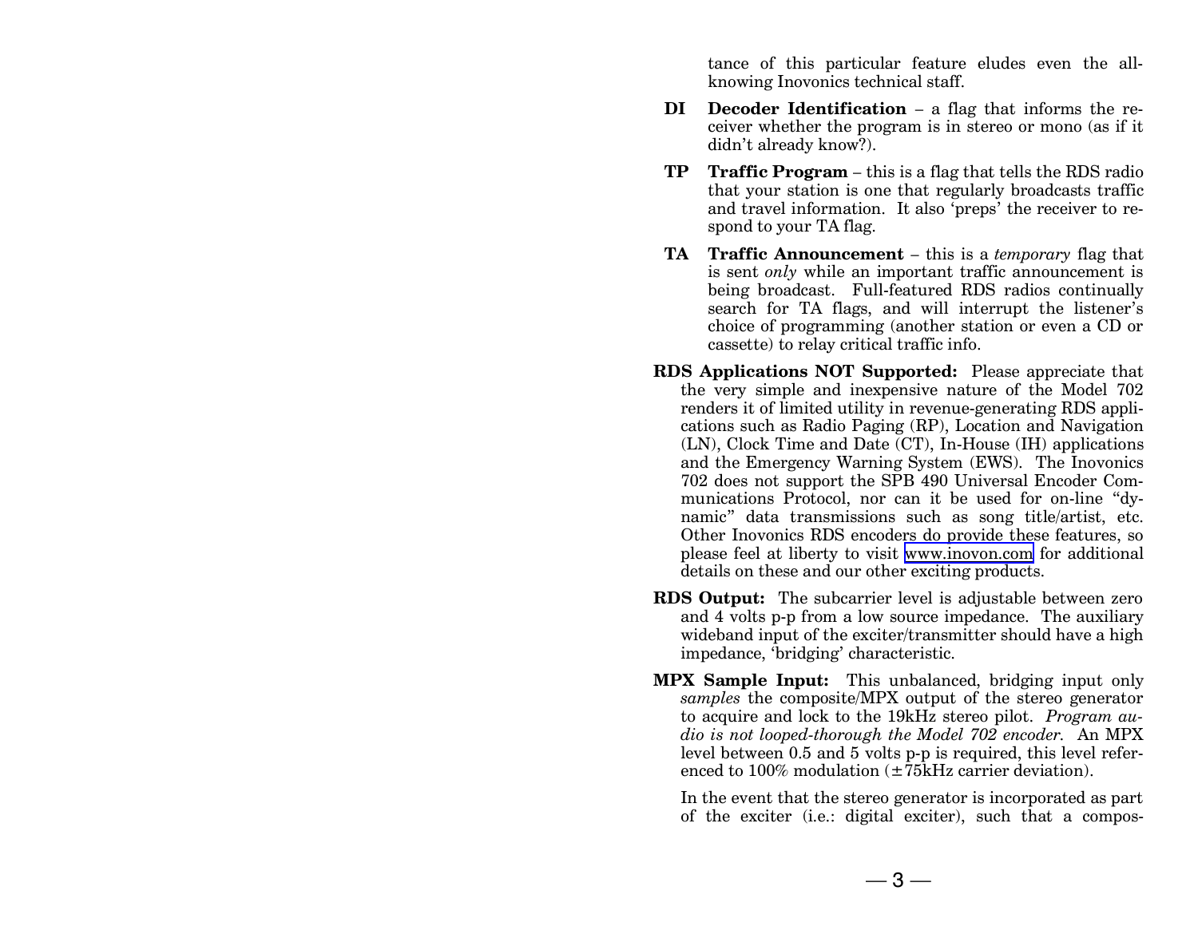tance of this particular feature eludes even the all-knowing Inovonics technical staff.

**DI** **Decoder Identification** – a flag that informs the receiver whether the program is in stereo or mono (as if it didn't already know?).

**TP** **Traffic Program** – this is a flag that tells the RDS radio that your station is one that regularly broadcasts traffic and travel information. It also 'preps' the receiver to respond to your TA flag.

**TA** **Traffic Announcement** – this is a *temporary* flag that is sent *only* while an important traffic announcement is being broadcast. Full-featured RDS radios continually search for TA flags, and will interrupt the listener's choice of programming (another station or even a CD or cassette) to relay critical traffic info.

**RDS Applications NOT Supported:** Please appreciate that the very simple and inexpensive nature of the Model 702 renders it of limited utility in revenue-generating RDS applications such as Radio Paging (RP), Location and Navigation (LN), Clock Time and Date (CT), In-House (IH) applications and the Emergency Warning System (EWS). The Inovonics 702 does not support the SPB 490 Universal Encoder Communications Protocol, nor can it be used for on-line "dynamic" data transmissions such as song title/artist, etc. Other Inovonics RDS encoders do provide these features, so please feel at liberty to visit www.inovon.com for additional details on these and our other exciting products.

**RDS Output:** The subcarrier level is adjustable between zero and 4 volts p-p from a low source impedance. The auxiliary wideband input of the exciter/transmitter should have a high impedance, 'bridging' characteristic.

**MPX Sample Input:** This unbalanced, bridging input only *samples* the composite/MPX output of the stereo generator to acquire and lock to the 19kHz stereo pilot. *Program audio is not looped-thorough the Model 702 encoder.* An MPX level between 0.5 and 5 volts p-p is required, this level referenced to 100% modulation (±75kHz carrier deviation).

In the event that the stereo generator is incorporated as part of the exciter (i.e.: digital exciter), such that a compos-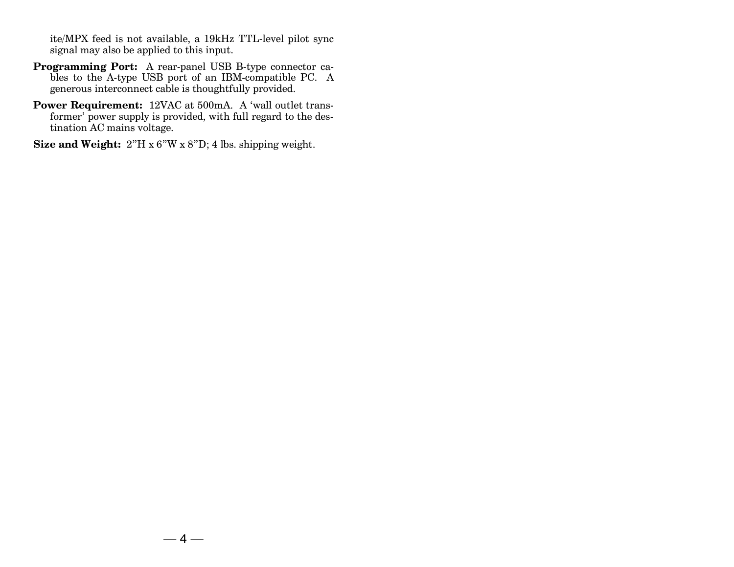ite/MPX feed is not available, a 19kHz TTL-level pilot sync signal may also be applied to this input.

**Programming Port:** A rear-panel USB B-type connector cables to the A-type USB port of an IBM-compatible PC. A generous interconnect cable is thoughtfully provided.

**Power Requirement:** 12VAC at 500mA. A 'wall outlet transformer' power supply is provided, with full regard to the destination AC mains voltage.

**Size and Weight:** 2"H x 6"W x 8"D; 4 lbs. shipping weight.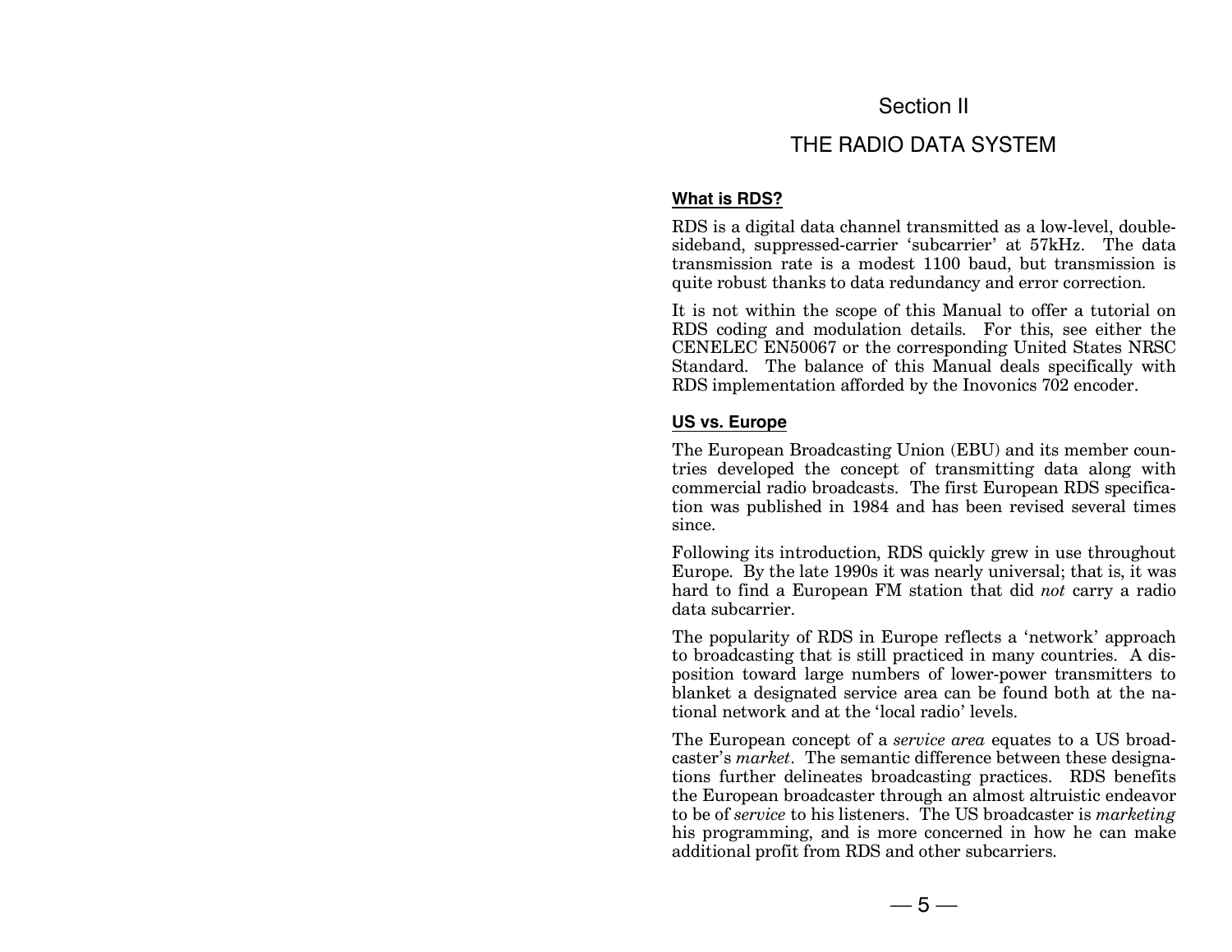# Section II

# THE RADIO DATA SYSTEM

## What is RDS?

RDS is a digital data channel transmitted as a low-level, double-sideband, suppressed-carrier 'subcarrier' at 57kHz. The data transmission rate is a modest 1100 baud, but transmission is quite robust thanks to data redundancy and error correction.

It is not within the scope of this Manual to offer a tutorial on RDS coding and modulation details. For this, see either the CENELEC EN50067 or the corresponding United States NRSC Standard. The balance of this Manual deals specifically with RDS implementation afforded by the Inovonics 702 encoder.

## US vs. Europe

The European Broadcasting Union (EBU) and its member countries developed the concept of transmitting data along with commercial radio broadcasts. The first European RDS specification was published in 1984 and has been revised several times since.

Following its introduction, RDS quickly grew in use throughout Europe. By the late 1990s it was nearly universal; that is, it was hard to find a European FM station that did *not* carry a radio data subcarrier.

The popularity of RDS in Europe reflects a 'network' approach to broadcasting that is still practiced in many countries. A disposition toward large numbers of lower-power transmitters to blanket a designated service area can be found both at the national network and at the 'local radio' levels.

The European concept of a *service area* equates to a US broadcaster's *market*. The semantic difference between these designations further delineates broadcasting practices. RDS benefits the European broadcaster through an almost altruistic endeavor to be of *service* to his listeners. The US broadcaster is *marketing* his programming, and is more concerned in how he can make additional profit from RDS and other subcarriers.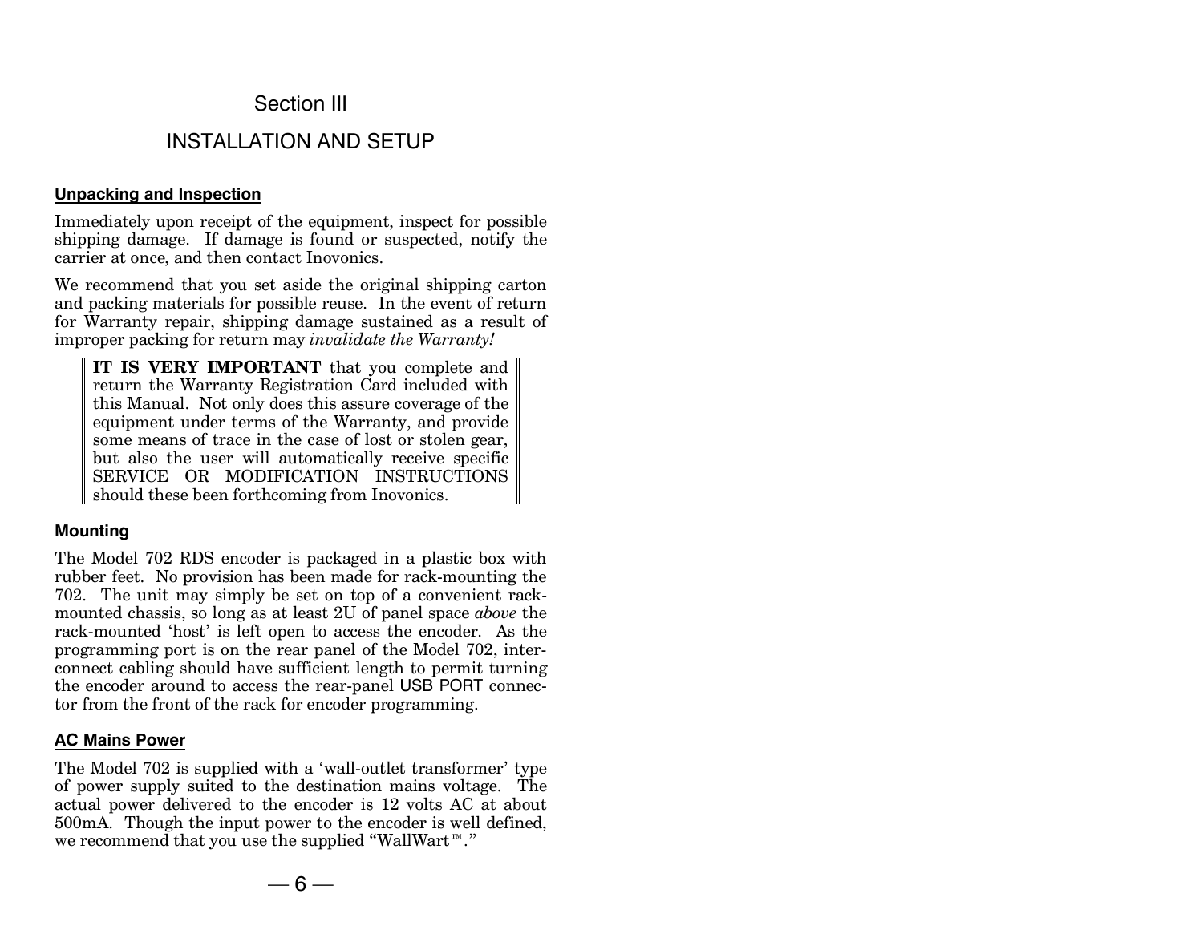# Section III

# INSTALLATION AND SETUP

## Unpacking and Inspection

Immediately upon receipt of the equipment, inspect for possible shipping damage. If damage is found or suspected, notify the carrier at once, and then contact Inovonics.

We recommend that you set aside the original shipping carton and packing materials for possible reuse. In the event of return for Warranty repair, shipping damage sustained as a result of improper packing for return may *invalidate the Warranty!*

> **IT IS VERY IMPORTANT** that you complete and return the Warranty Registration Card included with this Manual. Not only does this assure coverage of the equipment under terms of the Warranty, and provide some means of trace in the case of lost or stolen gear, but also the user will automatically receive specific SERVICE OR MODIFICATION INSTRUCTIONS should these been forthcoming from Inovonics.

## Mounting

The Model 702 RDS encoder is packaged in a plastic box with rubber feet. No provision has been made for rack-mounting the 702. The unit may simply be set on top of a convenient rack-mounted chassis, so long as at least 2U of panel space *above* the rack-mounted 'host' is left open to access the encoder. As the programming port is on the rear panel of the Model 702, interconnect cabling should have sufficient length to permit turning the encoder around to access the rear-panel USB PORT connector from the front of the rack for encoder programming.

## AC Mains Power

The Model 702 is supplied with a 'wall-outlet transformer' type of power supply suited to the destination mains voltage. The actual power delivered to the encoder is 12 volts AC at about 500mA. Though the input power to the encoder is well defined, we recommend that you use the supplied "WallWart™."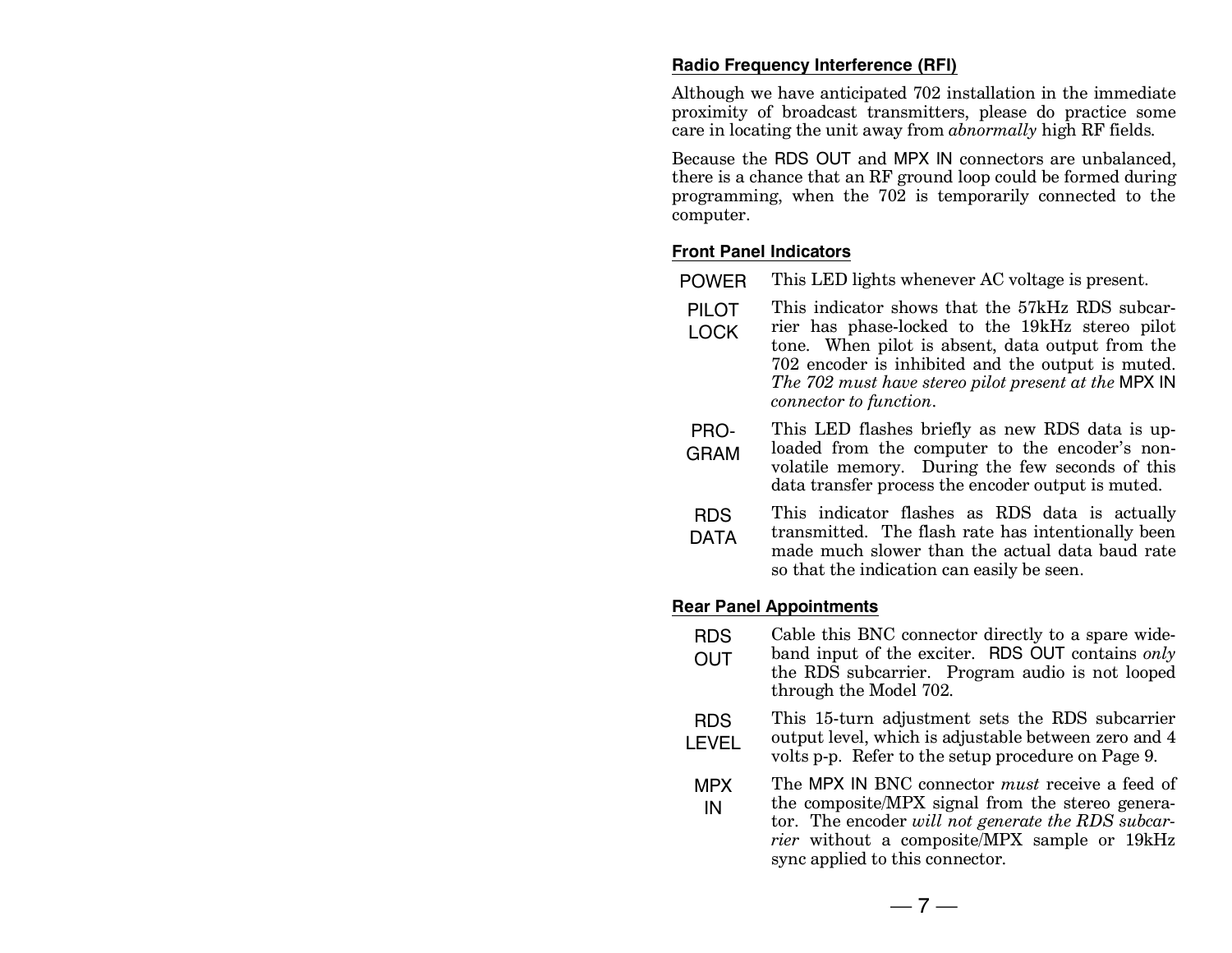### Radio Frequency Interference (RFI)

Although we have anticipated 702 installation in the immediate proximity of broadcast transmitters, please do practice some care in locating the unit away from *abnormally* high RF fields.

Because the RDS OUT and MPX IN connectors are unbalanced, there is a chance that an RF ground loop could be formed during programming, when the 702 is temporarily connected to the computer.

### Front Panel Indicators

**POWER** — This LED lights whenever AC voltage is present.

**PILOT LOCK** — This indicator shows that the 57kHz RDS subcarrier has phase-locked to the 19kHz stereo pilot tone. When pilot is absent, data output from the 702 encoder is inhibited and the output is muted. *The 702 must have stereo pilot present at the* MPX IN *connector to function*.

**PROGRAM** — This LED flashes briefly as new RDS data is uploaded from the computer to the encoder's non-volatile memory. During the few seconds of this data transfer process the encoder output is muted.

**RDS DATA** — This indicator flashes as RDS data is actually transmitted. The flash rate has intentionally been made much slower than the actual data baud rate so that the indication can easily be seen.

### Rear Panel Appointments

**RDS OUT** — Cable this BNC connector directly to a spare wideband input of the exciter. RDS OUT contains *only* the RDS subcarrier. Program audio is not looped through the Model 702.

**RDS LEVEL** — This 15-turn adjustment sets the RDS subcarrier output level, which is adjustable between zero and 4 volts p-p. Refer to the setup procedure on Page 9.

**MPX IN** — The MPX IN BNC connector *must* receive a feed of the composite/MPX signal from the stereo generator. The encoder *will not generate the RDS subcarrier* without a composite/MPX sample or 19kHz sync applied to this connector.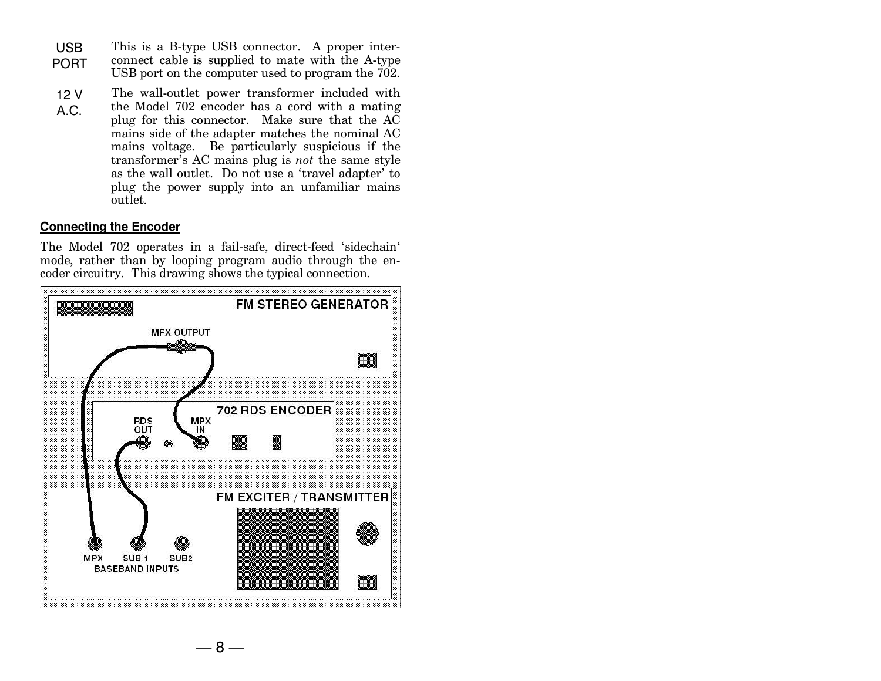**USB PORT** This is a B-type USB connector. A proper interconnect cable is supplied to mate with the A-type USB port on the computer used to program the 702.

**12 V A.C.** The wall-outlet power transformer included with the Model 702 encoder has a cord with a mating plug for this connector. Make sure that the AC mains side of the adapter matches the nominal AC mains voltage. Be particularly suspicious if the transformer's AC mains plug is *not* the same style as the wall outlet. Do not use a 'travel adapter' to plug the power supply into an unfamiliar mains outlet.

## Connecting the Encoder

The Model 702 operates in a fail-safe, direct-feed 'sidechain' mode, rather than by looping program audio through the encoder circuitry. This drawing shows the typical connection.

FM STEREO GENERATOR

MPX OUTPUT

702 RDS ENCODER

RDS OUT

MPX IN

FM EXCITER / TRANSMITTER

MPX SUB 1 SUB2

BASEBAND INPUTS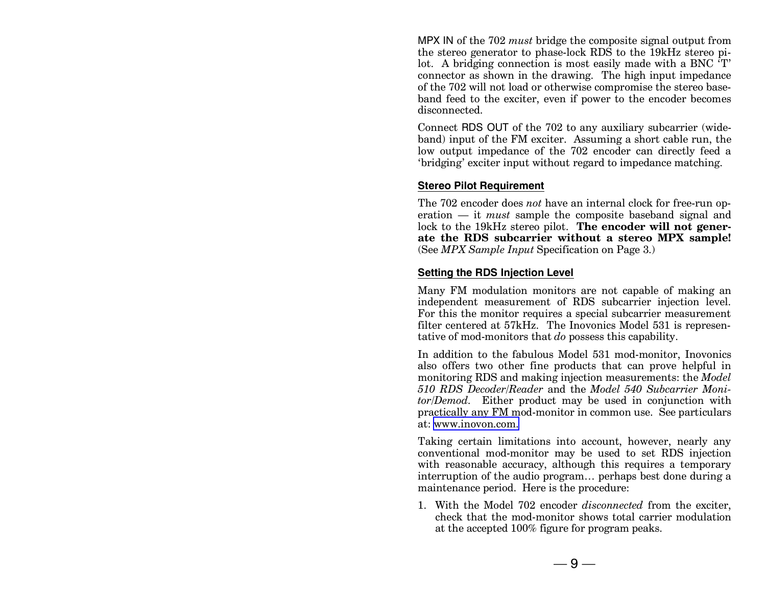MPX IN of the 702 *must* bridge the composite signal output from the stereo generator to phase-lock RDS to the 19kHz stereo pilot. A bridging connection is most easily made with a BNC 'T' connector as shown in the drawing. The high input impedance of the 702 will not load or otherwise compromise the stereo baseband feed to the exciter, even if power to the encoder becomes disconnected.

Connect RDS OUT of the 702 to any auxiliary subcarrier (wideband) input of the FM exciter. Assuming a short cable run, the low output impedance of the 702 encoder can directly feed a 'bridging' exciter input without regard to impedance matching.

### Stereo Pilot Requirement

The 702 encoder does *not* have an internal clock for free-run operation — it *must* sample the composite baseband signal and lock to the 19kHz stereo pilot. **The encoder will not generate the RDS subcarrier without a stereo MPX sample!** (See *MPX Sample Input* Specification on Page 3.)

### Setting the RDS Injection Level

Many FM modulation monitors are not capable of making an independent measurement of RDS subcarrier injection level. For this the monitor requires a special subcarrier measurement filter centered at 57kHz. The Inovonics Model 531 is representative of mod-monitors that *do* possess this capability.

In addition to the fabulous Model 531 mod-monitor, Inovonics also offers two other fine products that can prove helpful in monitoring RDS and making injection measurements: the *Model 510 RDS Decoder/Reader* and the *Model 540 Subcarrier Monitor/Demod*. Either product may be used in conjunction with practically any FM mod-monitor in common use. See particulars at: www.inovon.com.

Taking certain limitations into account, however, nearly any conventional mod-monitor may be used to set RDS injection with reasonable accuracy, although this requires a temporary interruption of the audio program… perhaps best done during a maintenance period. Here is the procedure:

1. With the Model 702 encoder *disconnected* from the exciter, check that the mod-monitor shows total carrier modulation at the accepted 100% figure for program peaks.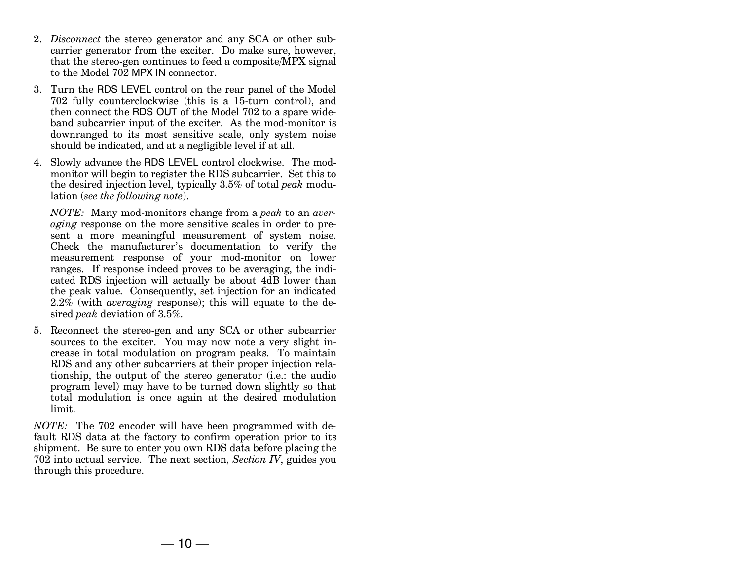2. *Disconnect* the stereo generator and any SCA or other subcarrier generator from the exciter. Do make sure, however, that the stereo-gen continues to feed a composite/MPX signal to the Model 702 MPX IN connector.

3. Turn the RDS LEVEL control on the rear panel of the Model 702 fully counterclockwise (this is a 15-turn control), and then connect the RDS OUT of the Model 702 to a spare wideband subcarrier input of the exciter. As the mod-monitor is downranged to its most sensitive scale, only system noise should be indicated, and at a negligible level if at all.

4. Slowly advance the RDS LEVEL control clockwise. The mod-monitor will begin to register the RDS subcarrier. Set this to the desired injection level, typically 3.5% of total *peak* modulation (*see the following note*).

   *NOTE:* Many mod-monitors change from a *peak* to an *averaging* response on the more sensitive scales in order to present a more meaningful measurement of system noise. Check the manufacturer's documentation to verify the measurement response of your mod-monitor on lower ranges. If response indeed proves to be averaging, the indicated RDS injection will actually be about 4dB lower than the peak value. Consequently, set injection for an indicated 2.2% (with *averaging* response); this will equate to the desired *peak* deviation of 3.5%.

5. Reconnect the stereo-gen and any SCA or other subcarrier sources to the exciter. You may now note a very slight increase in total modulation on program peaks. To maintain RDS and any other subcarriers at their proper injection relationship, the output of the stereo generator (i.e.: the audio program level) may have to be turned down slightly so that total modulation is once again at the desired modulation limit.

*NOTE:* The 702 encoder will have been programmed with default RDS data at the factory to confirm operation prior to its shipment. Be sure to enter you own RDS data before placing the 702 into actual service. The next section, *Section IV*, guides you through this procedure.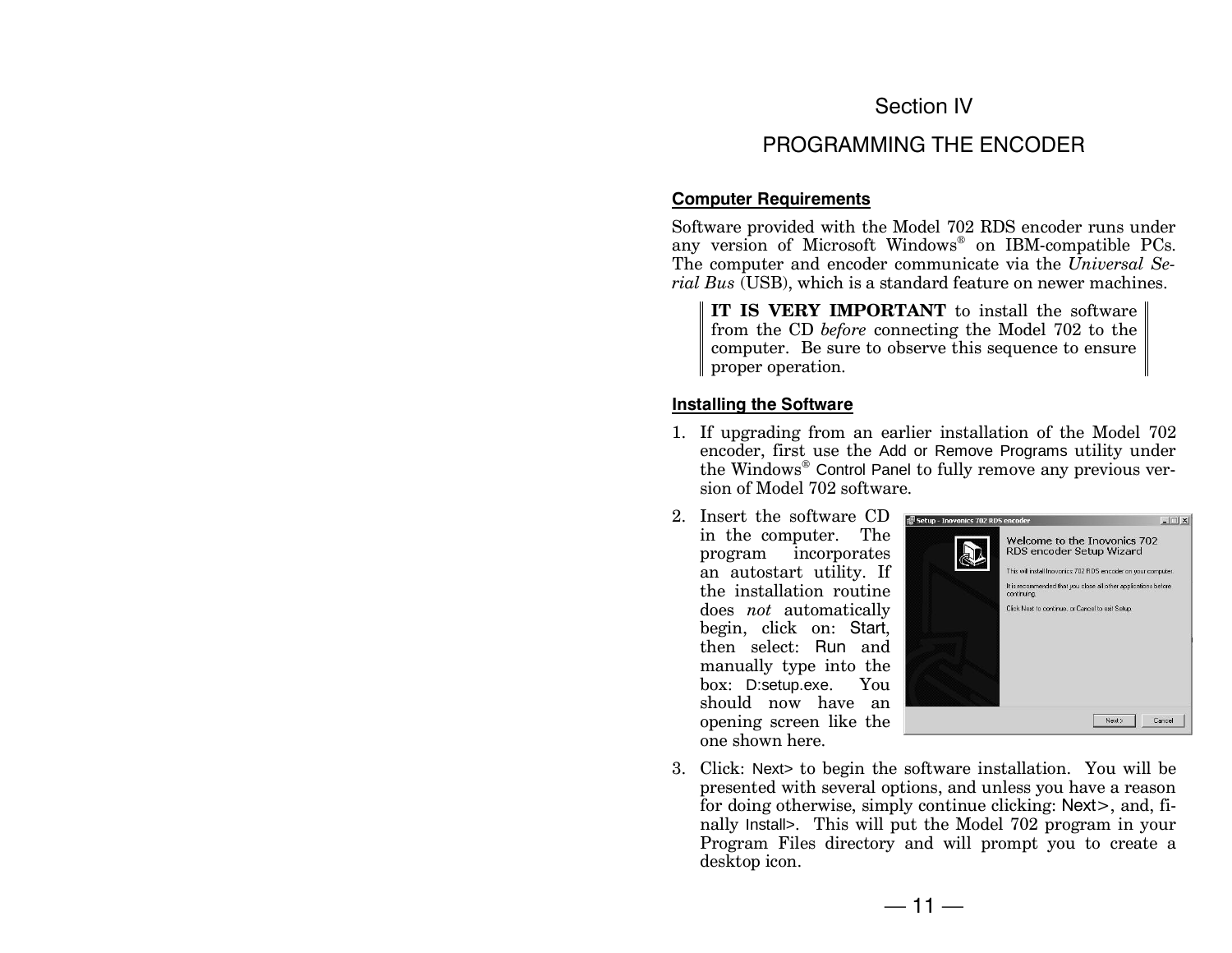# Section IV

# PROGRAMMING THE ENCODER

**Computer Requirements**

Software provided with the Model 702 RDS encoder runs under any version of Microsoft Windows® on IBM-compatible PCs. The computer and encoder communicate via the *Universal Serial Bus* (USB), which is a standard feature on newer machines.

> **IT IS VERY IMPORTANT** to install the software from the CD *before* connecting the Model 702 to the computer. Be sure to observe this sequence to ensure proper operation.

**Installing the Software**

1. If upgrading from an earlier installation of the Model 702 encoder, first use the Add or Remove Programs utility under the Windows® Control Panel to fully remove any previous version of Model 702 software.

2. Insert the software CD in the computer. The program incorporates an autostart utility. If the installation routine does *not* automatically begin, click on: Start, then select: Run and manually type into the box: D:setup.exe. You should now have an opening screen like the one shown here.

3. Click: Next> to begin the software installation. You will be presented with several options, and unless you have a reason for doing otherwise, simply continue clicking: Next>, and, finally Install>. This will put the Model 702 program in your Program Files directory and will prompt you to create a desktop icon.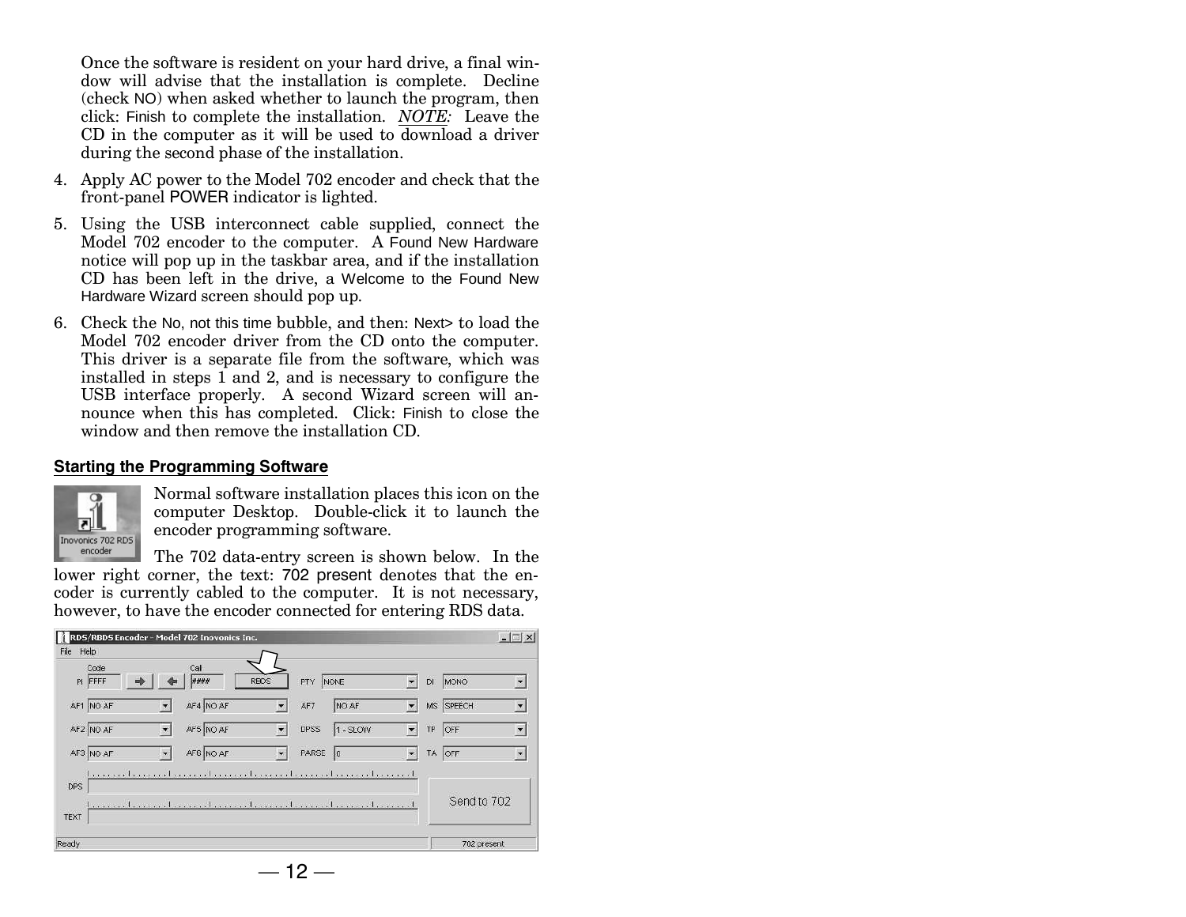Once the software is resident on your hard drive, a final window will advise that the installation is complete. Decline (check NO) when asked whether to launch the program, then click: Finish to complete the installation. *NOTE:* Leave the CD in the computer as it will be used to download a driver during the second phase of the installation.

4. Apply AC power to the Model 702 encoder and check that the front-panel POWER indicator is lighted.

5. Using the USB interconnect cable supplied, connect the Model 702 encoder to the computer. A Found New Hardware notice will pop up in the taskbar area, and if the installation CD has been left in the drive, a Welcome to the Found New Hardware Wizard screen should pop up.

6. Check the No, not this time bubble, and then: Next> to load the Model 702 encoder driver from the CD onto the computer. This driver is a separate file from the software, which was installed in steps 1 and 2, and is necessary to configure the USB interface properly. A second Wizard screen will announce when this has completed. Click: Finish to close the window and then remove the installation CD.

## Starting the Programming Software

Normal software installation places this icon on the computer Desktop. Double-click it to launch the encoder programming software.

The 702 data-entry screen is shown below. In the lower right corner, the text: 702 present denotes that the encoder is currently cabled to the computer. It is not necessary, however, to have the encoder connected for entering RDS data.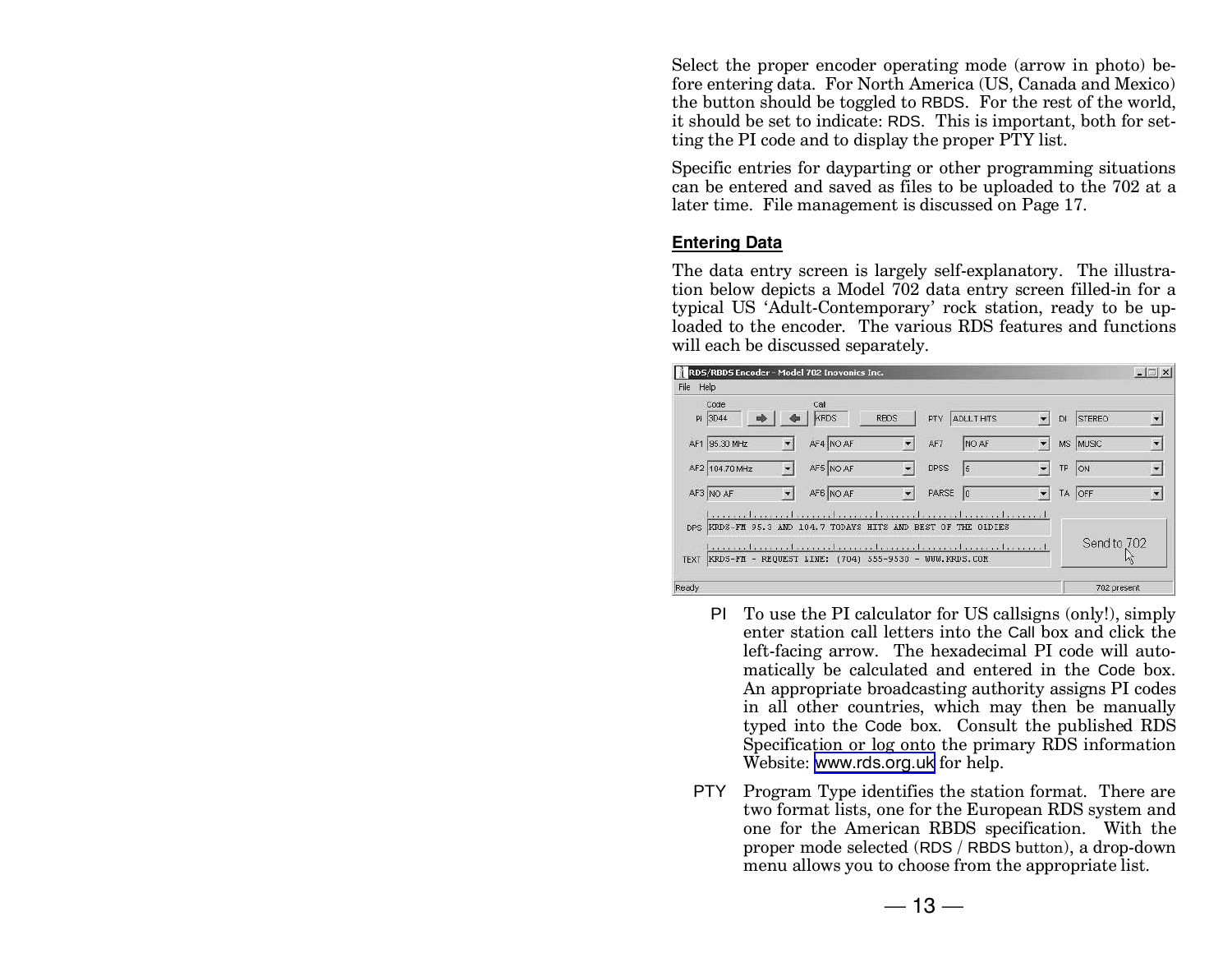Select the proper encoder operating mode (arrow in photo) before entering data. For North America (US, Canada and Mexico) the button should be toggled to RBDS. For the rest of the world, it should be set to indicate: RDS. This is important, both for setting the PI code and to display the proper PTY list.

Specific entries for dayparting or other programming situations can be entered and saved as files to be uploaded to the 702 at a later time. File management is discussed on Page 17.

## Entering Data

The data entry screen is largely self-explanatory. The illustration below depicts a Model 702 data entry screen filled-in for a typical US 'Adult-Contemporary' rock station, ready to be uploaded to the encoder. The various RDS features and functions will each be discussed separately.

**PI** To use the PI calculator for US callsigns (only!), simply enter station call letters into the Call box and click the left-facing arrow. The hexadecimal PI code will automatically be calculated and entered in the Code box. An appropriate broadcasting authority assigns PI codes in all other countries, which may then be manually typed into the Code box. Consult the published RDS Specification or log onto the primary RDS information Website: www.rds.org.uk for help.

**PTY** Program Type identifies the station format. There are two format lists, one for the European RDS system and one for the American RBDS specification. With the proper mode selected (RDS / RBDS button), a drop-down menu allows you to choose from the appropriate list.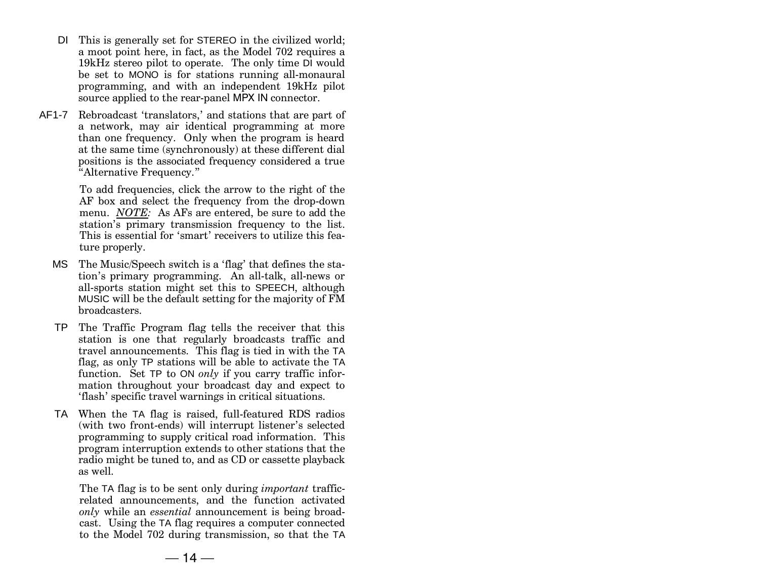**DI** This is generally set for STEREO in the civilized world; a moot point here, in fact, as the Model 702 requires a 19kHz stereo pilot to operate. The only time DI would be set to MONO is for stations running all-monaural programming, and with an independent 19kHz pilot source applied to the rear-panel MPX IN connector.

**AF1-7** Rebroadcast 'translators,' and stations that are part of a network, may air identical programming at more than one frequency. Only when the program is heard at the same time (synchronously) at these different dial positions is the associated frequency considered a true "Alternative Frequency."

To add frequencies, click the arrow to the right of the AF box and select the frequency from the drop-down menu. ***NOTE:*** As AFs are entered, be sure to add the station's primary transmission frequency to the list. This is essential for 'smart' receivers to utilize this feature properly.

**MS** The Music/Speech switch is a 'flag' that defines the station's primary programming. An all-talk, all-news or all-sports station might set this to SPEECH, although MUSIC will be the default setting for the majority of FM broadcasters.

**TP** The Traffic Program flag tells the receiver that this station is one that regularly broadcasts traffic and travel announcements. This flag is tied in with the TA flag, as only TP stations will be able to activate the TA function. Set TP to ON *only* if you carry traffic information throughout your broadcast day and expect to 'flash' specific travel warnings in critical situations.

**TA** When the TA flag is raised, full-featured RDS radios (with two front-ends) will interrupt listener's selected programming to supply critical road information. This program interruption extends to other stations that the radio might be tuned to, and as CD or cassette playback as well.

The TA flag is to be sent only during *important* traffic-related announcements, and the function activated *only* while an *essential* announcement is being broadcast. Using the TA flag requires a computer connected to the Model 702 during transmission, so that the TA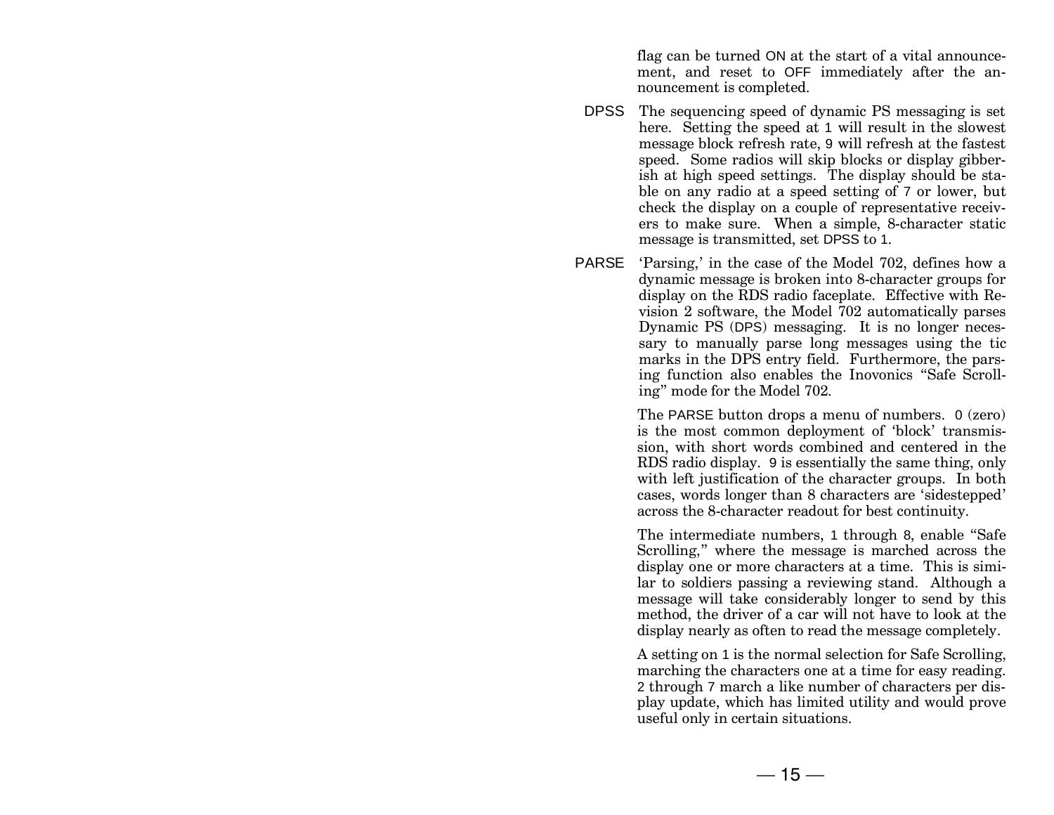flag can be turned ON at the start of a vital announcement, and reset to OFF immediately after the announcement is completed.

**DPSS** The sequencing speed of dynamic PS messaging is set here. Setting the speed at 1 will result in the slowest message block refresh rate, 9 will refresh at the fastest speed. Some radios will skip blocks or display gibberish at high speed settings. The display should be stable on any radio at a speed setting of 7 or lower, but check the display on a couple of representative receivers to make sure. When a simple, 8-character static message is transmitted, set DPSS to 1.

**PARSE** 'Parsing,' in the case of the Model 702, defines how a dynamic message is broken into 8-character groups for display on the RDS radio faceplate. Effective with Revision 2 software, the Model 702 automatically parses Dynamic PS (DPS) messaging. It is no longer necessary to manually parse long messages using the tic marks in the DPS entry field. Furthermore, the parsing function also enables the Inovonics "Safe Scrolling" mode for the Model 702.

The PARSE button drops a menu of numbers. 0 (zero) is the most common deployment of 'block' transmission, with short words combined and centered in the RDS radio display. 9 is essentially the same thing, only with left justification of the character groups. In both cases, words longer than 8 characters are 'sidestepped' across the 8-character readout for best continuity.

The intermediate numbers, 1 through 8, enable "Safe Scrolling," where the message is marched across the display one or more characters at a time. This is similar to soldiers passing a reviewing stand. Although a message will take considerably longer to send by this method, the driver of a car will not have to look at the display nearly as often to read the message completely.

A setting on 1 is the normal selection for Safe Scrolling, marching the characters one at a time for easy reading. 2 through 7 march a like number of characters per display update, which has limited utility and would prove useful only in certain situations.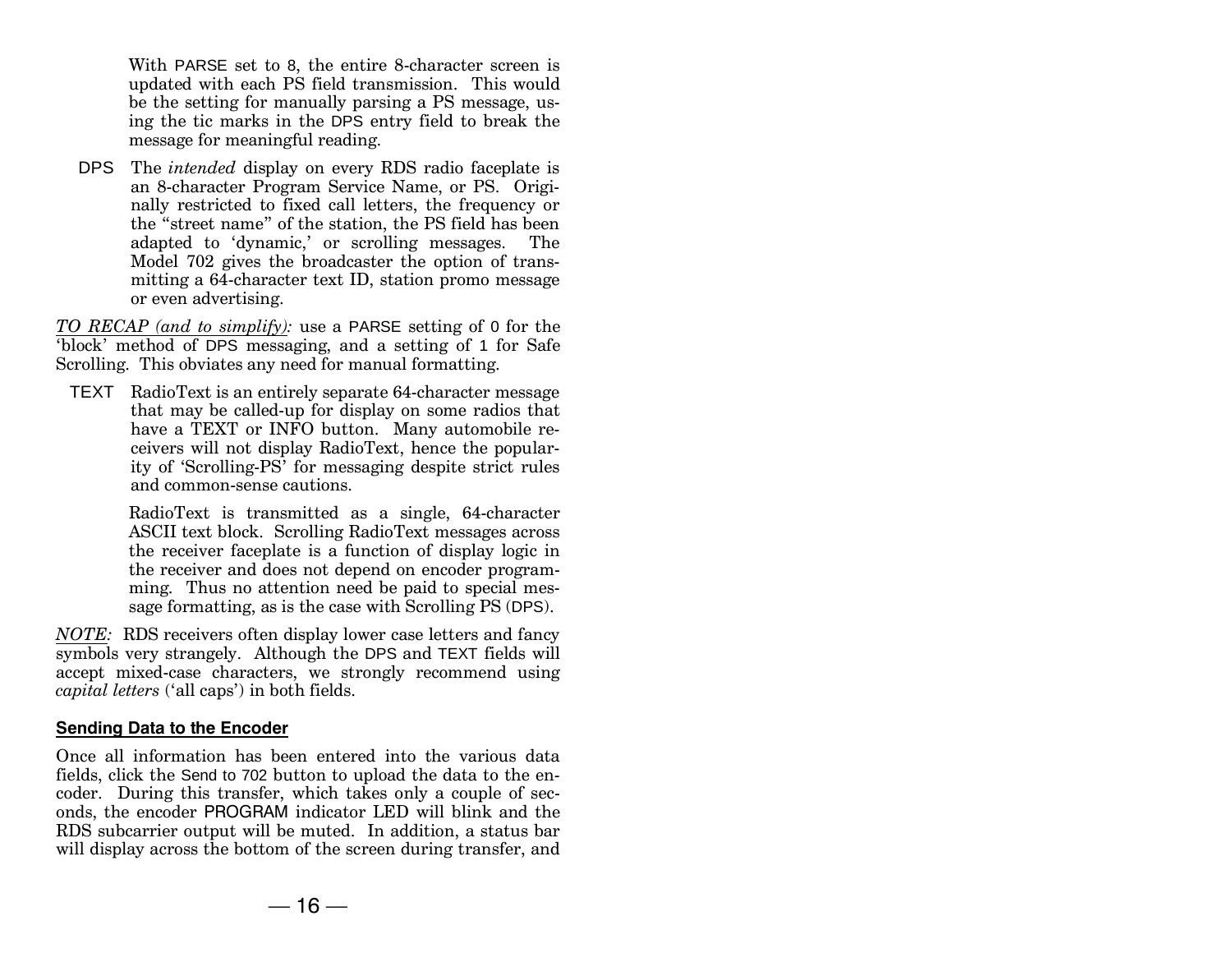With PARSE set to 8, the entire 8-character screen is updated with each PS field transmission. This would be the setting for manually parsing a PS message, using the tic marks in the DPS entry field to break the message for meaningful reading.

DPS The *intended* display on every RDS radio faceplate is an 8-character Program Service Name, or PS. Originally restricted to fixed call letters, the frequency or the "street name" of the station, the PS field has been adapted to 'dynamic,' or scrolling messages. The Model 702 gives the broadcaster the option of transmitting a 64-character text ID, station promo message or even advertising.

*TO RECAP (and to simplify):* use a PARSE setting of 0 for the 'block' method of DPS messaging, and a setting of 1 for Safe Scrolling. This obviates any need for manual formatting.

TEXT RadioText is an entirely separate 64-character message that may be called-up for display on some radios that have a TEXT or INFO button. Many automobile receivers will not display RadioText, hence the popularity of 'Scrolling-PS' for messaging despite strict rules and common-sense cautions.

RadioText is transmitted as a single, 64-character ASCII text block. Scrolling RadioText messages across the receiver faceplate is a function of display logic in the receiver and does not depend on encoder programming. Thus no attention need be paid to special message formatting, as is the case with Scrolling PS (DPS).

*NOTE:* RDS receivers often display lower case letters and fancy symbols very strangely. Although the DPS and TEXT fields will accept mixed-case characters, we strongly recommend using *capital letters* ('all caps') in both fields.

### Sending Data to the Encoder

Once all information has been entered into the various data fields, click the Send to 702 button to upload the data to the encoder. During this transfer, which takes only a couple of seconds, the encoder PROGRAM indicator LED will blink and the RDS subcarrier output will be muted. In addition, a status bar will display across the bottom of the screen during transfer, and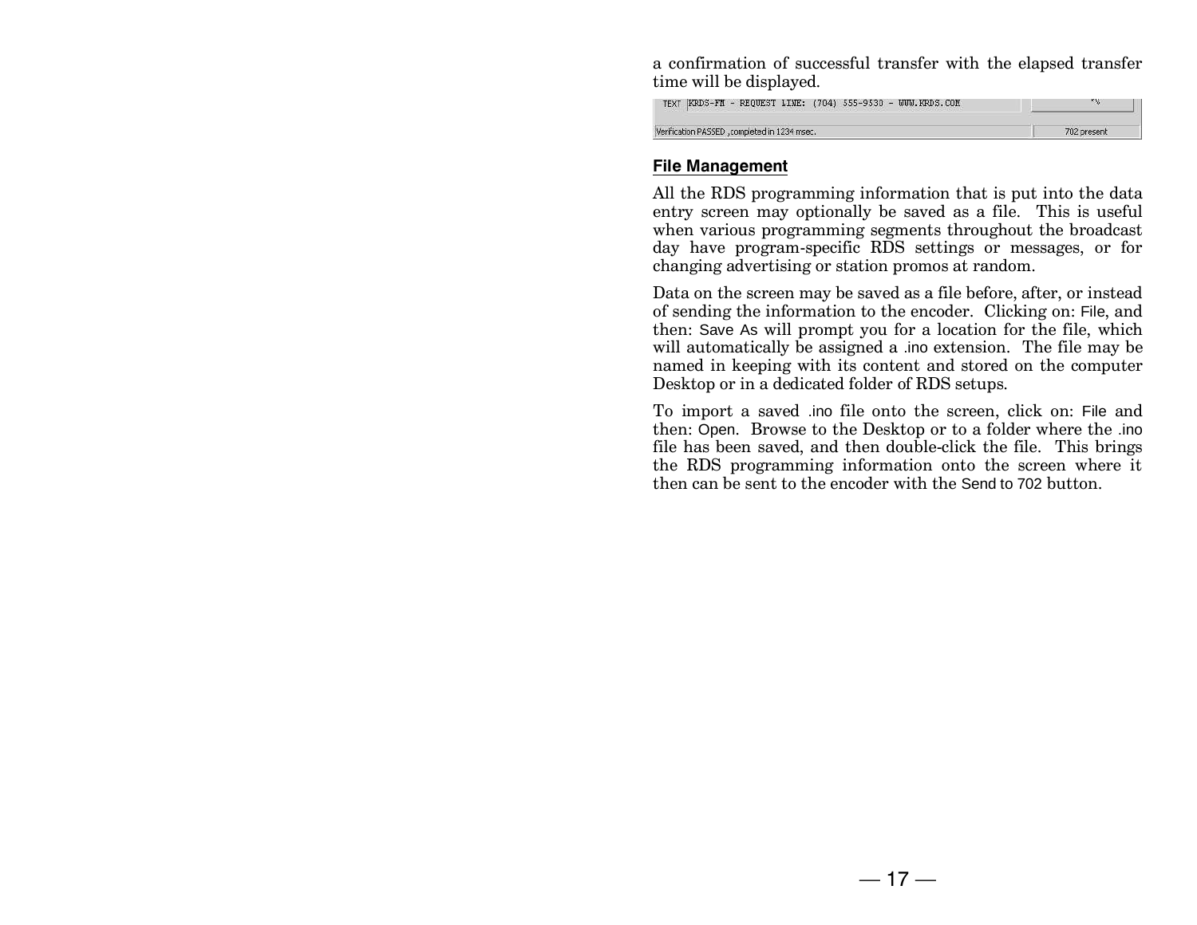a confirmation of successful transfer with the elapsed transfer time will be displayed.

TEXT KRDS-FM - REQUEST LINE: (704) 555-9530 - WWW.KRDS.COM

Verification PASSED ,completed in 1234 msec. 702 present

## File Management

All the RDS programming information that is put into the data entry screen may optionally be saved as a file. This is useful when various programming segments throughout the broadcast day have program-specific RDS settings or messages, or for changing advertising or station promos at random.

Data on the screen may be saved as a file before, after, or instead of sending the information to the encoder. Clicking on: File, and then: Save As will prompt you for a location for the file, which will automatically be assigned a .ino extension. The file may be named in keeping with its content and stored on the computer Desktop or in a dedicated folder of RDS setups.

To import a saved .ino file onto the screen, click on: File and then: Open. Browse to the Desktop or to a folder where the .ino file has been saved, and then double-click the file. This brings the RDS programming information onto the screen where it then can be sent to the encoder with the Send to 702 button.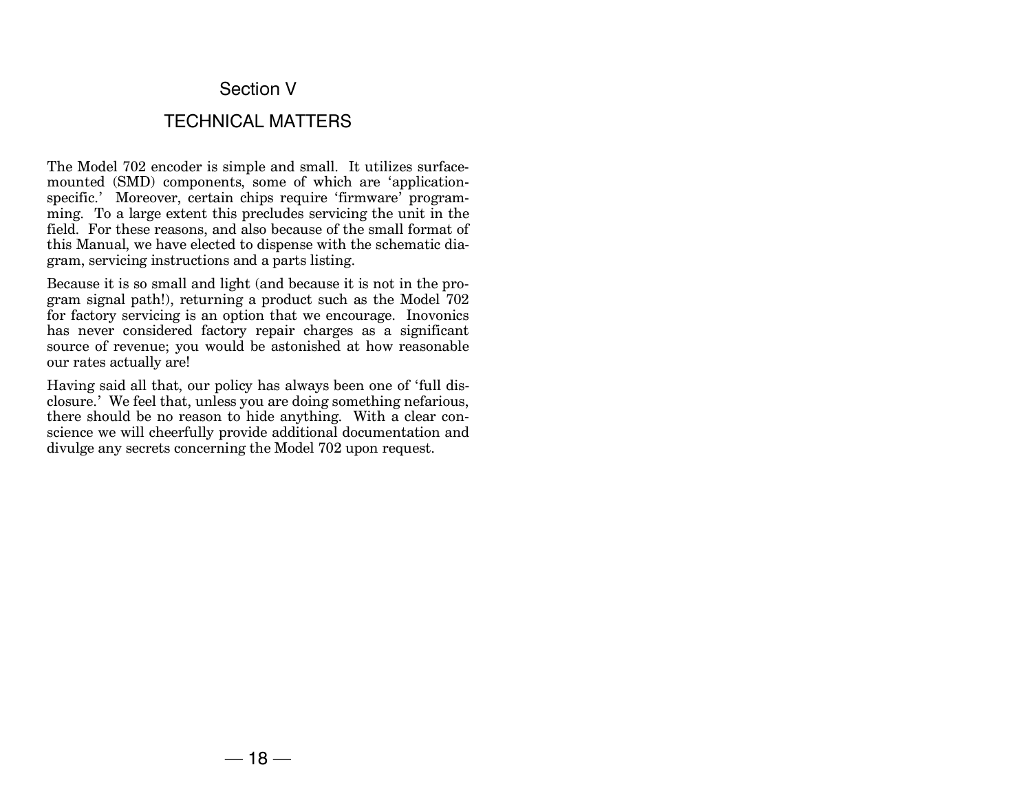# Section V

## TECHNICAL MATTERS

The Model 702 encoder is simple and small. It utilizes surface-mounted (SMD) components, some of which are 'application-specific.' Moreover, certain chips require 'firmware' programming. To a large extent this precludes servicing the unit in the field. For these reasons, and also because of the small format of this Manual, we have elected to dispense with the schematic diagram, servicing instructions and a parts listing.

Because it is so small and light (and because it is not in the program signal path!), returning a product such as the Model 702 for factory servicing is an option that we encourage. Inovonics has never considered factory repair charges as a significant source of revenue; you would be astonished at how reasonable our rates actually are!

Having said all that, our policy has always been one of 'full disclosure.' We feel that, unless you are doing something nefarious, there should be no reason to hide anything. With a clear conscience we will cheerfully provide additional documentation and divulge any secrets concerning the Model 702 upon request.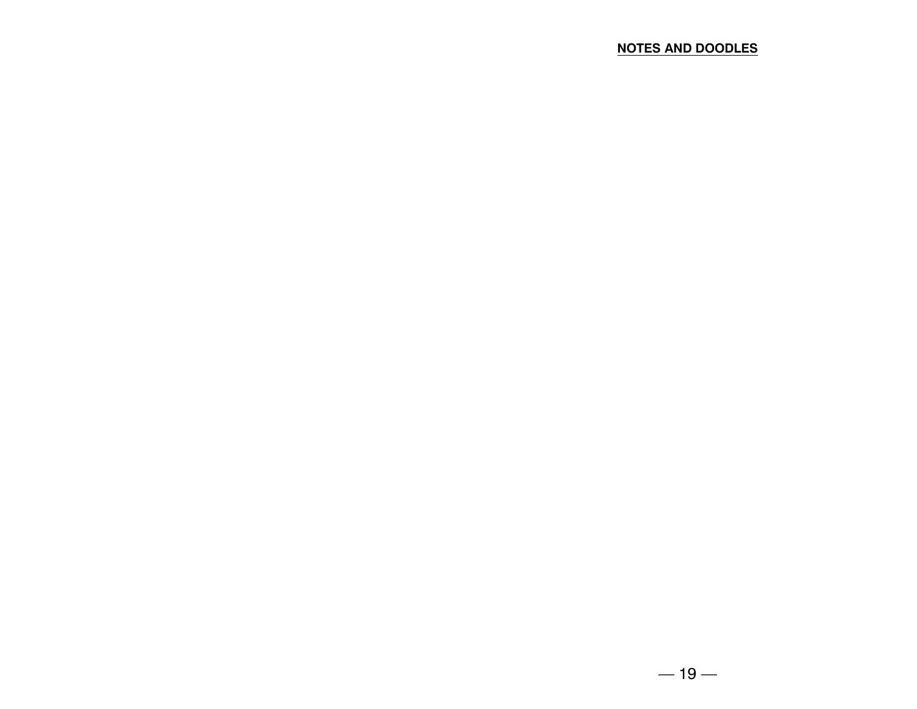**NOTES AND DOODLES**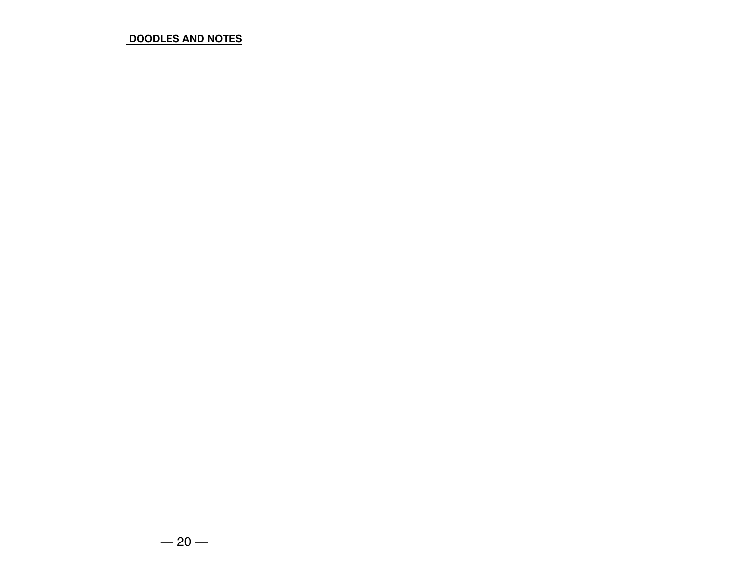**DOODLES AND NOTES**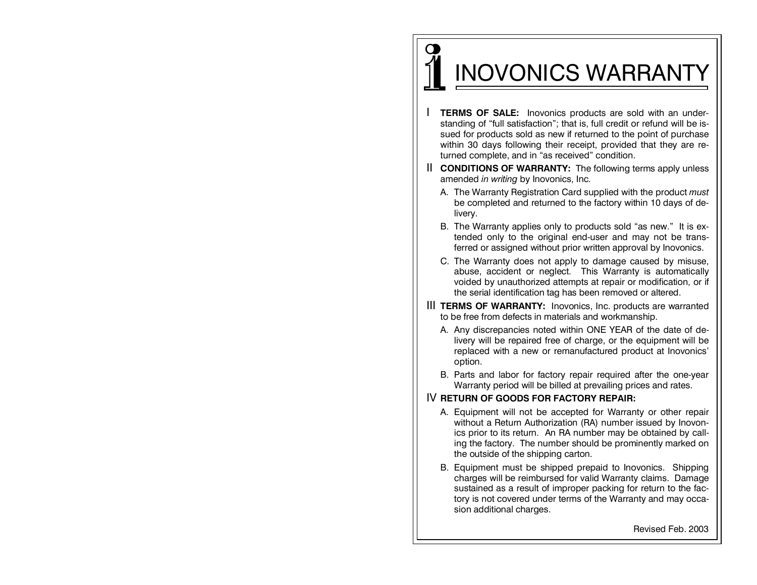# INOVONICS WARRANTY

I **TERMS OF SALE:** Inovonics products are sold with an understanding of "full satisfaction"; that is, full credit or refund will be issued for products sold as new if returned to the point of purchase within 30 days following their receipt, provided that they are returned complete, and in "as received" condition.

II **CONDITIONS OF WARRANTY:** The following terms apply unless amended *in writing* by Inovonics, Inc.

A. The Warranty Registration Card supplied with the product *must* be completed and returned to the factory within 10 days of delivery.

B. The Warranty applies only to products sold "as new." It is extended only to the original end-user and may not be transferred or assigned without prior written approval by Inovonics.

C. The Warranty does not apply to damage caused by misuse, abuse, accident or neglect. This Warranty is automatically voided by unauthorized attempts at repair or modification, or if the serial identification tag has been removed or altered.

III **TERMS OF WARRANTY:** Inovonics, Inc. products are warranted to be free from defects in materials and workmanship.

A. Any discrepancies noted within ONE YEAR of the date of delivery will be repaired free of charge, or the equipment will be replaced with a new or remanufactured product at Inovonics' option.

B. Parts and labor for factory repair required after the one-year Warranty period will be billed at prevailing prices and rates.

IV **RETURN OF GOODS FOR FACTORY REPAIR:**

A. Equipment will not be accepted for Warranty or other repair without a Return Authorization (RA) number issued by Inovonics prior to its return. An RA number may be obtained by calling the factory. The number should be prominently marked on the outside of the shipping carton.

B. Equipment must be shipped prepaid to Inovonics. Shipping charges will be reimbursed for valid Warranty claims. Damage sustained as a result of improper packing for return to the factory is not covered under terms of the Warranty and may occasion additional charges.

Revised Feb. 2003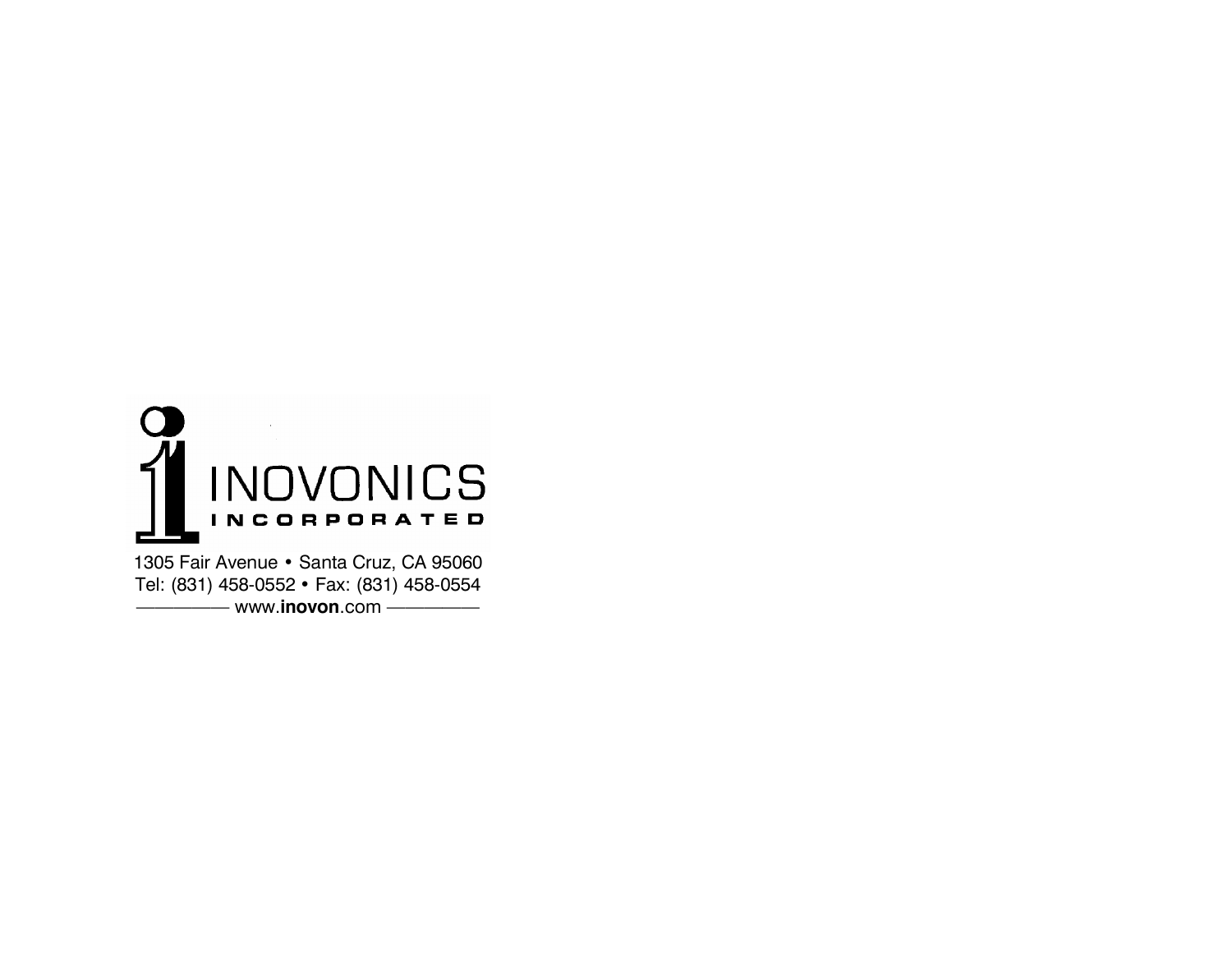INOVONICS

INCORPORATED

1305 Fair Avenue • Santa Cruz, CA 95060

Tel: (831) 458-0552 • Fax: (831) 458-0554

———— www.**inovon**.com ————